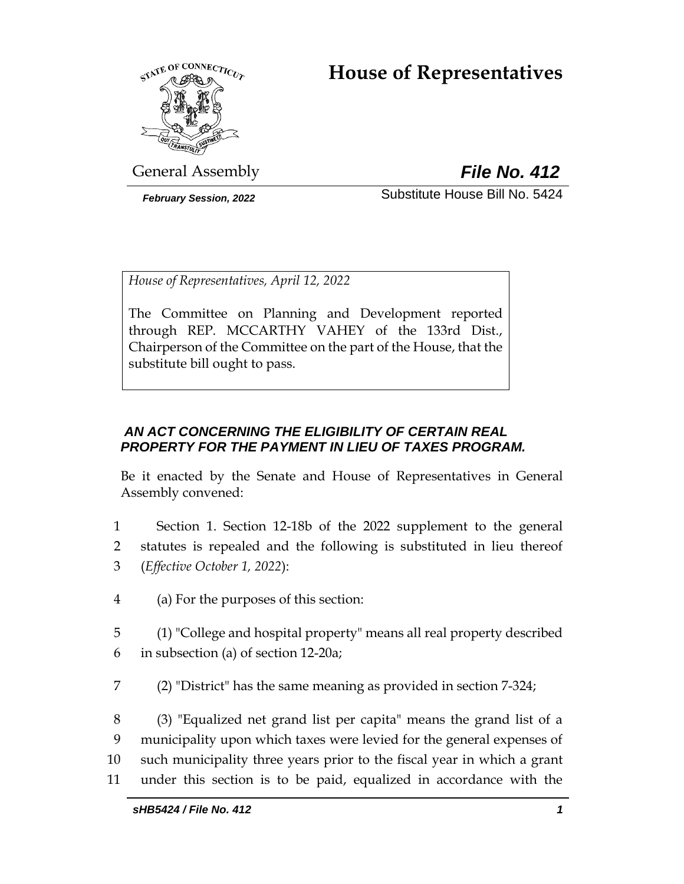# House of Representatives

General Assembly **File No. 412**

*February Session, 2022* Substitute House Bill No. 5424

*House of Representatives, April 12, 2022*

The Committee on Planning and Development reported through REP. MCCARTHY VAHEY of the 133rd Dist., Chairperson of the Committee on the part of the House, that the substitute bill ought to pass.

***AN ACT CONCERNING THE ELIGIBILITY OF CERTAIN REAL PROPERTY FOR THE PAYMENT IN LIEU OF TAXES PROGRAM.***

Be it enacted by the Senate and House of Representatives in General Assembly convened:

1 Section 1. Section 12-18b of the 2022 supplement to the general
2 statutes is repealed and the following is substituted in lieu thereof
3 (*Effective October 1, 2022*):

4 (a) For the purposes of this section:

5 (1) "College and hospital property" means all real property described
6 in subsection (a) of section 12-20a;

7 (2) "District" has the same meaning as provided in section 7-324;

8 (3) "Equalized net grand list per capita" means the grand list of a
9 municipality upon which taxes were levied for the general expenses of
10 such municipality three years prior to the fiscal year in which a grant
11 under this section is to be paid, equalized in accordance with the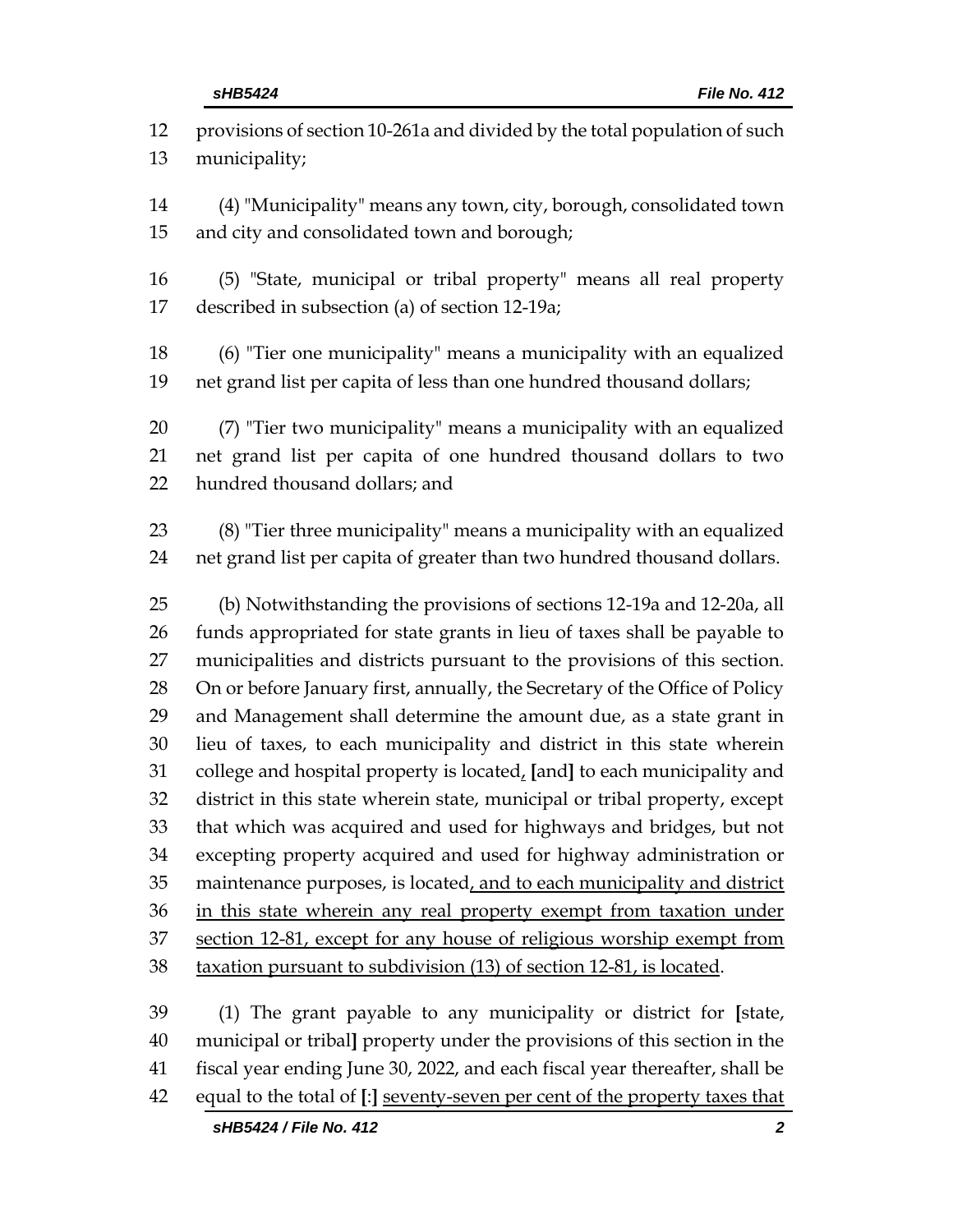provisions of section 10-261a and divided by the total population of such municipality;

(4) "Municipality" means any town, city, borough, consolidated town and city and consolidated town and borough;

(5) "State, municipal or tribal property" means all real property described in subsection (a) of section 12-19a;

(6) "Tier one municipality" means a municipality with an equalized net grand list per capita of less than one hundred thousand dollars;

(7) "Tier two municipality" means a municipality with an equalized net grand list per capita of one hundred thousand dollars to two hundred thousand dollars; and

(8) "Tier three municipality" means a municipality with an equalized net grand list per capita of greater than two hundred thousand dollars.

(b) Notwithstanding the provisions of sections 12-19a and 12-20a, all funds appropriated for state grants in lieu of taxes shall be payable to municipalities and districts pursuant to the provisions of this section. On or before January first, annually, the Secretary of the Office of Policy and Management shall determine the amount due, as a state grant in lieu of taxes, to each municipality and district in this state wherein college and hospital property is located, [and] to each municipality and district in this state wherein state, municipal or tribal property, except that which was acquired and used for highways and bridges, but not excepting property acquired and used for highway administration or maintenance purposes, is located, and to each municipality and district in this state wherein any real property exempt from taxation under section 12-81, except for any house of religious worship exempt from taxation pursuant to subdivision (13) of section 12-81, is located.

(1) The grant payable to any municipality or district for [state, municipal or tribal] property under the provisions of this section in the fiscal year ending June 30, 2022, and each fiscal year thereafter, shall be equal to the total of [:] seventy-seven per cent of the property taxes that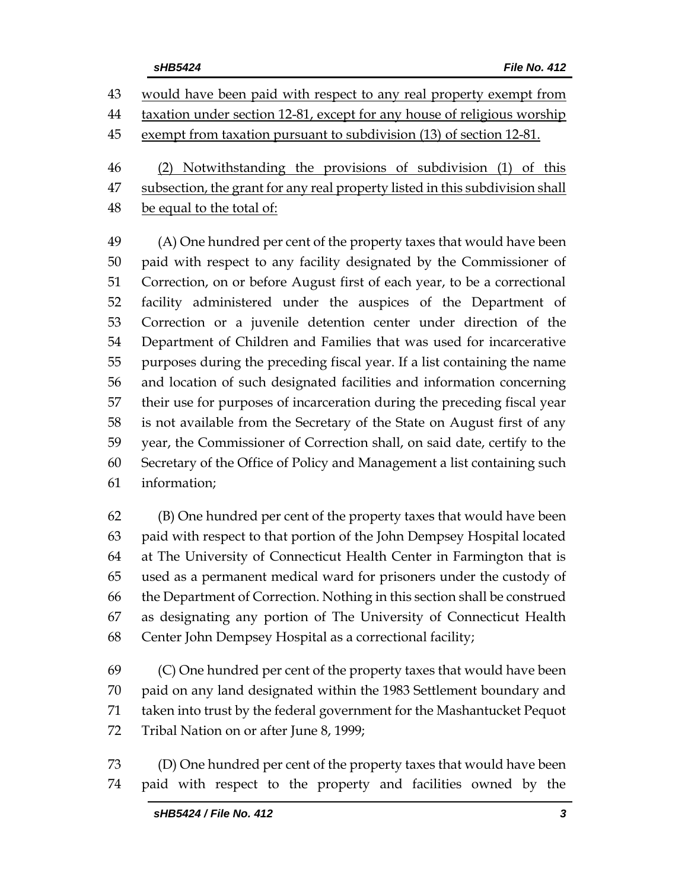would have been paid with respect to any real property exempt from taxation under section 12-81, except for any house of religious worship exempt from taxation pursuant to subdivision (13) of section 12-81.

(2) Notwithstanding the provisions of subdivision (1) of this subsection, the grant for any real property listed in this subdivision shall be equal to the total of:

(A) One hundred per cent of the property taxes that would have been paid with respect to any facility designated by the Commissioner of Correction, on or before August first of each year, to be a correctional facility administered under the auspices of the Department of Correction or a juvenile detention center under direction of the Department of Children and Families that was used for incarcerative purposes during the preceding fiscal year. If a list containing the name and location of such designated facilities and information concerning their use for purposes of incarceration during the preceding fiscal year is not available from the Secretary of the State on August first of any year, the Commissioner of Correction shall, on said date, certify to the Secretary of the Office of Policy and Management a list containing such information;

(B) One hundred per cent of the property taxes that would have been paid with respect to that portion of the John Dempsey Hospital located at The University of Connecticut Health Center in Farmington that is used as a permanent medical ward for prisoners under the custody of the Department of Correction. Nothing in this section shall be construed as designating any portion of The University of Connecticut Health Center John Dempsey Hospital as a correctional facility;

(C) One hundred per cent of the property taxes that would have been paid on any land designated within the 1983 Settlement boundary and taken into trust by the federal government for the Mashantucket Pequot Tribal Nation on or after June 8, 1999;

(D) One hundred per cent of the property taxes that would have been paid with respect to the property and facilities owned by the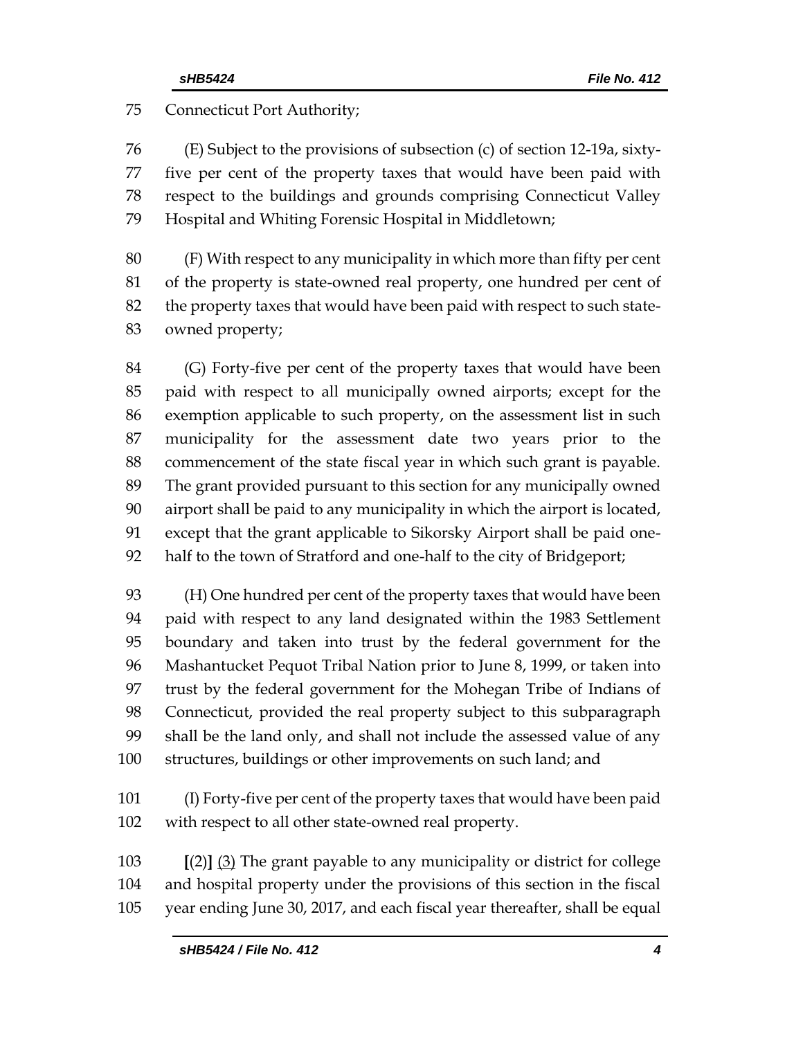75 Connecticut Port Authority;

76 (E) Subject to the provisions of subsection (c) of section 12-19a, sixty-
77 five per cent of the property taxes that would have been paid with
78 respect to the buildings and grounds comprising Connecticut Valley
79 Hospital and Whiting Forensic Hospital in Middletown;

80 (F) With respect to any municipality in which more than fifty per cent
81 of the property is state-owned real property, one hundred per cent of
82 the property taxes that would have been paid with respect to such state-
83 owned property;

84 (G) Forty-five per cent of the property taxes that would have been
85 paid with respect to all municipally owned airports; except for the
86 exemption applicable to such property, on the assessment list in such
87 municipality for the assessment date two years prior to the
88 commencement of the state fiscal year in which such grant is payable.
89 The grant provided pursuant to this section for any municipally owned
90 airport shall be paid to any municipality in which the airport is located,
91 except that the grant applicable to Sikorsky Airport shall be paid one-
92 half to the town of Stratford and one-half to the city of Bridgeport;

93 (H) One hundred per cent of the property taxes that would have been
94 paid with respect to any land designated within the 1983 Settlement
95 boundary and taken into trust by the federal government for the
96 Mashantucket Pequot Tribal Nation prior to June 8, 1999, or taken into
97 trust by the federal government for the Mohegan Tribe of Indians of
98 Connecticut, provided the real property subject to this subparagraph
99 shall be the land only, and shall not include the assessed value of any
100 structures, buildings or other improvements on such land; and

101 (I) Forty-five per cent of the property taxes that would have been paid
102 with respect to all other state-owned real property.

103 **[**(2)**]** (3) The grant payable to any municipality or district for college
104 and hospital property under the provisions of this section in the fiscal
105 year ending June 30, 2017, and each fiscal year thereafter, shall be equal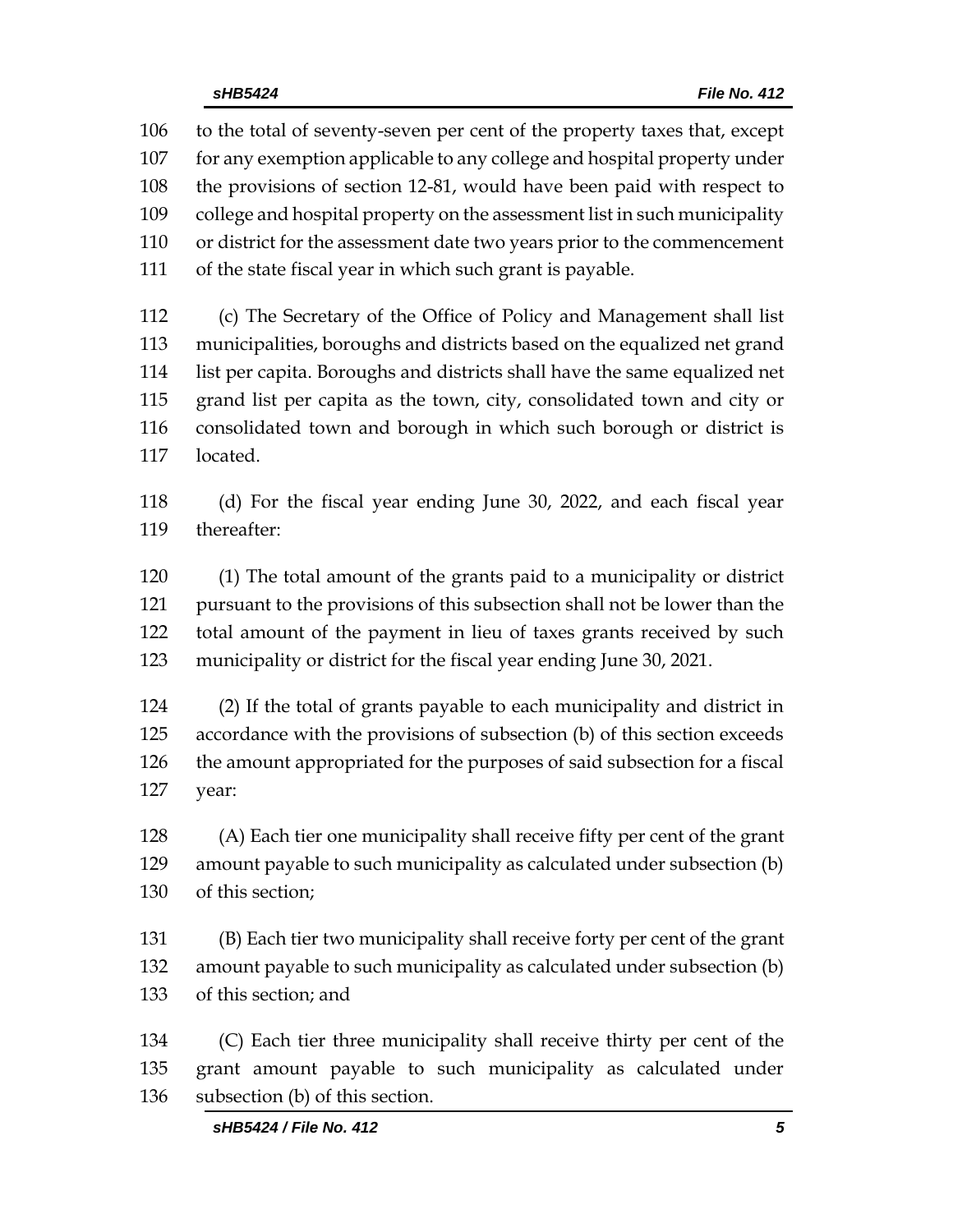to the total of seventy-seven per cent of the property taxes that, except for any exemption applicable to any college and hospital property under the provisions of section 12-81, would have been paid with respect to college and hospital property on the assessment list in such municipality or district for the assessment date two years prior to the commencement of the state fiscal year in which such grant is payable.

(c) The Secretary of the Office of Policy and Management shall list municipalities, boroughs and districts based on the equalized net grand list per capita. Boroughs and districts shall have the same equalized net grand list per capita as the town, city, consolidated town and city or consolidated town and borough in which such borough or district is located.

(d) For the fiscal year ending June 30, 2022, and each fiscal year thereafter:

(1) The total amount of the grants paid to a municipality or district pursuant to the provisions of this subsection shall not be lower than the total amount of the payment in lieu of taxes grants received by such municipality or district for the fiscal year ending June 30, 2021.

(2) If the total of grants payable to each municipality and district in accordance with the provisions of subsection (b) of this section exceeds the amount appropriated for the purposes of said subsection for a fiscal year:

(A) Each tier one municipality shall receive fifty per cent of the grant amount payable to such municipality as calculated under subsection (b) of this section;

(B) Each tier two municipality shall receive forty per cent of the grant amount payable to such municipality as calculated under subsection (b) of this section; and

(C) Each tier three municipality shall receive thirty per cent of the grant amount payable to such municipality as calculated under subsection (b) of this section.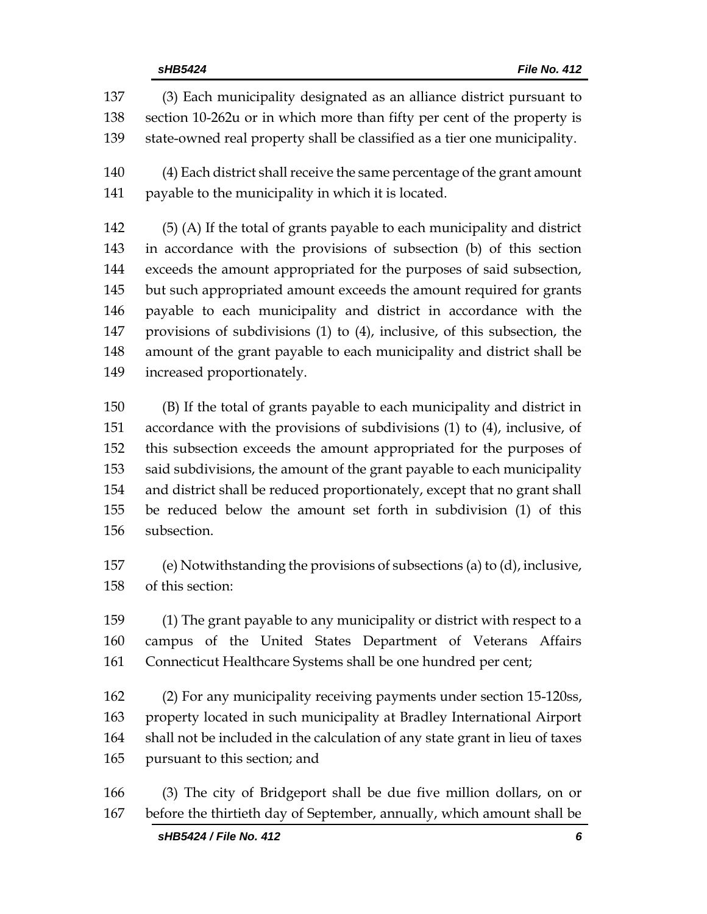(3) Each municipality designated as an alliance district pursuant to section 10-262u or in which more than fifty per cent of the property is state-owned real property shall be classified as a tier one municipality.

(4) Each district shall receive the same percentage of the grant amount payable to the municipality in which it is located.

(5) (A) If the total of grants payable to each municipality and district in accordance with the provisions of subsection (b) of this section exceeds the amount appropriated for the purposes of said subsection, but such appropriated amount exceeds the amount required for grants payable to each municipality and district in accordance with the provisions of subdivisions (1) to (4), inclusive, of this subsection, the amount of the grant payable to each municipality and district shall be increased proportionately.

(B) If the total of grants payable to each municipality and district in accordance with the provisions of subdivisions (1) to (4), inclusive, of this subsection exceeds the amount appropriated for the purposes of said subdivisions, the amount of the grant payable to each municipality and district shall be reduced proportionately, except that no grant shall be reduced below the amount set forth in subdivision (1) of this subsection.

(e) Notwithstanding the provisions of subsections (a) to (d), inclusive, of this section:

(1) The grant payable to any municipality or district with respect to a campus of the United States Department of Veterans Affairs Connecticut Healthcare Systems shall be one hundred per cent;

(2) For any municipality receiving payments under section 15-120ss, property located in such municipality at Bradley International Airport shall not be included in the calculation of any state grant in lieu of taxes pursuant to this section; and

(3) The city of Bridgeport shall be due five million dollars, on or before the thirtieth day of September, annually, which amount shall be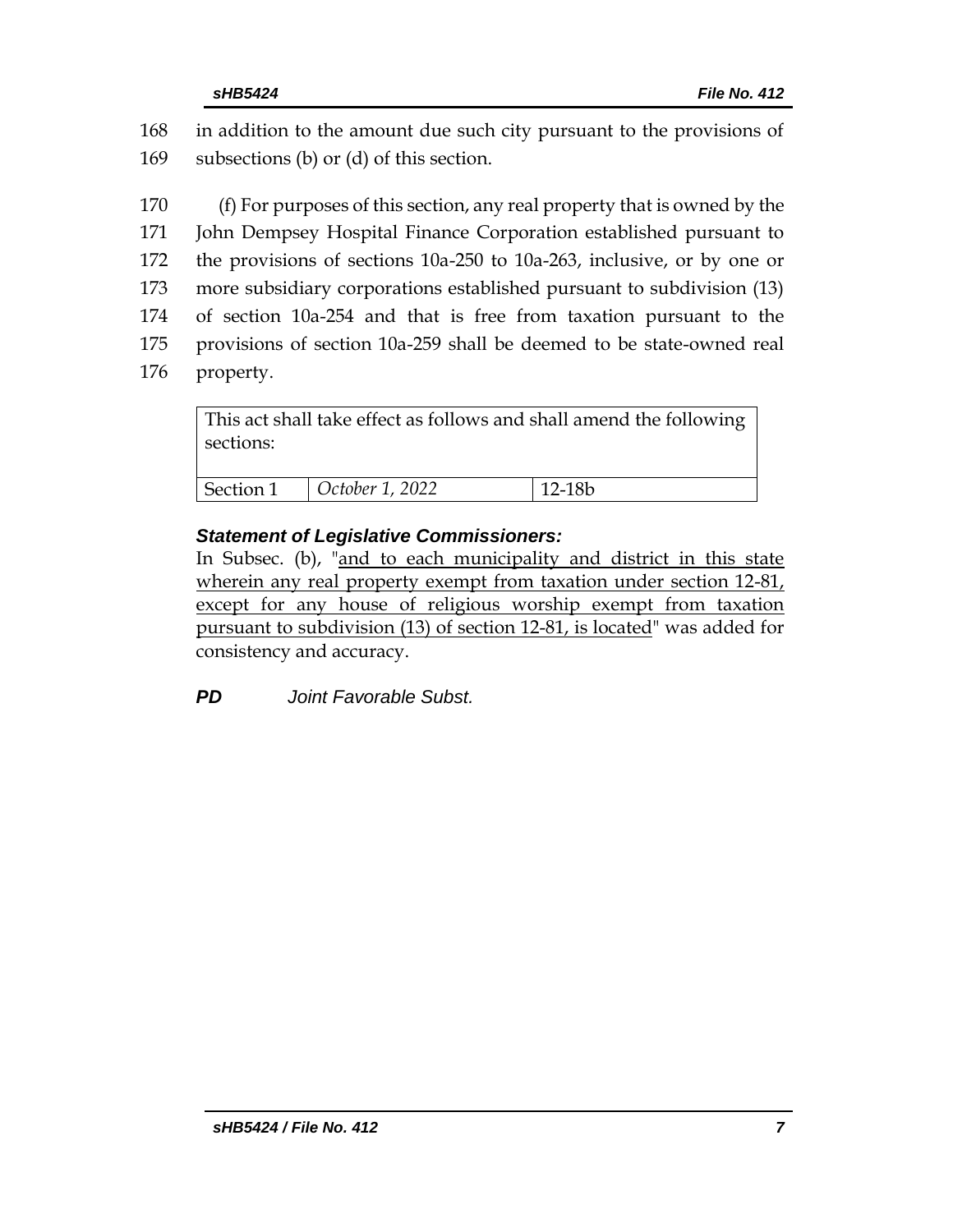168 in addition to the amount due such city pursuant to the provisions of
169 subsections (b) or (d) of this section.

170 (f) For purposes of this section, any real property that is owned by the
171 John Dempsey Hospital Finance Corporation established pursuant to
172 the provisions of sections 10a-250 to 10a-263, inclusive, or by one or
173 more subsidiary corporations established pursuant to subdivision (13)
174 of section 10a-254 and that is free from taxation pursuant to the
175 provisions of section 10a-259 shall be deemed to be state-owned real
176 property.

| This act shall take effect as follows and shall amend the following sections: | | |
|---|---|---|
| Section 1 | *October 1, 2022* | 12-18b |

***Statement of Legislative Commissioners:***

In Subsec. (b), "<u>and to each municipality and district in this state wherein any real property exempt from taxation under section 12-81, except for any house of religious worship exempt from taxation pursuant to subdivision (13) of section 12-81, is located</u>" was added for consistency and accuracy.

***PD*** *Joint Favorable Subst.*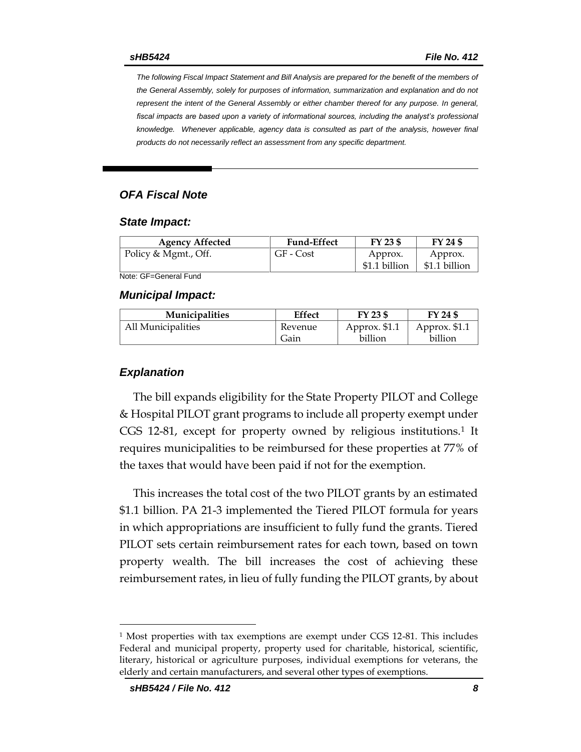The following Fiscal Impact Statement and Bill Analysis are prepared for the benefit of the members of the General Assembly, solely for purposes of information, summarization and explanation and do not represent the intent of the General Assembly or either chamber thereof for any purpose. In general, fiscal impacts are based upon a variety of informational sources, including the analyst's professional knowledge. Whenever applicable, agency data is consulted as part of the analysis, however final products do not necessarily reflect an assessment from any specific department.

## OFA Fiscal Note

### State Impact:

| Agency Affected | Fund-Effect | FY 23 $ | FY 24 $ |
|---|---|---|---|
| Policy & Mgmt., Off. | GF - Cost | Approx. $1.1 billion | Approx. $1.1 billion |

Note: GF=General Fund

### Municipal Impact:

| Municipalities | Effect | FY 23 $ | FY 24 $ |
|---|---|---|---|
| All Municipalities | Revenue Gain | Approx. $1.1 billion | Approx. $1.1 billion |

### Explanation

The bill expands eligibility for the State Property PILOT and College & Hospital PILOT grant programs to include all property exempt under CGS 12-81, except for property owned by religious institutions.[1] It requires municipalities to be reimbursed for these properties at 77% of the taxes that would have been paid if not for the exemption.

This increases the total cost of the two PILOT grants by an estimated $1.1 billion. PA 21-3 implemented the Tiered PILOT formula for years in which appropriations are insufficient to fully fund the grants. Tiered PILOT sets certain reimbursement rates for each town, based on town property wealth. The bill increases the cost of achieving these reimbursement rates, in lieu of fully funding the PILOT grants, by about

[1] Most properties with tax exemptions are exempt under CGS 12-81. This includes Federal and municipal property, property used for charitable, historical, scientific, literary, historical or agriculture purposes, individual exemptions for veterans, the elderly and certain manufacturers, and several other types of exemptions.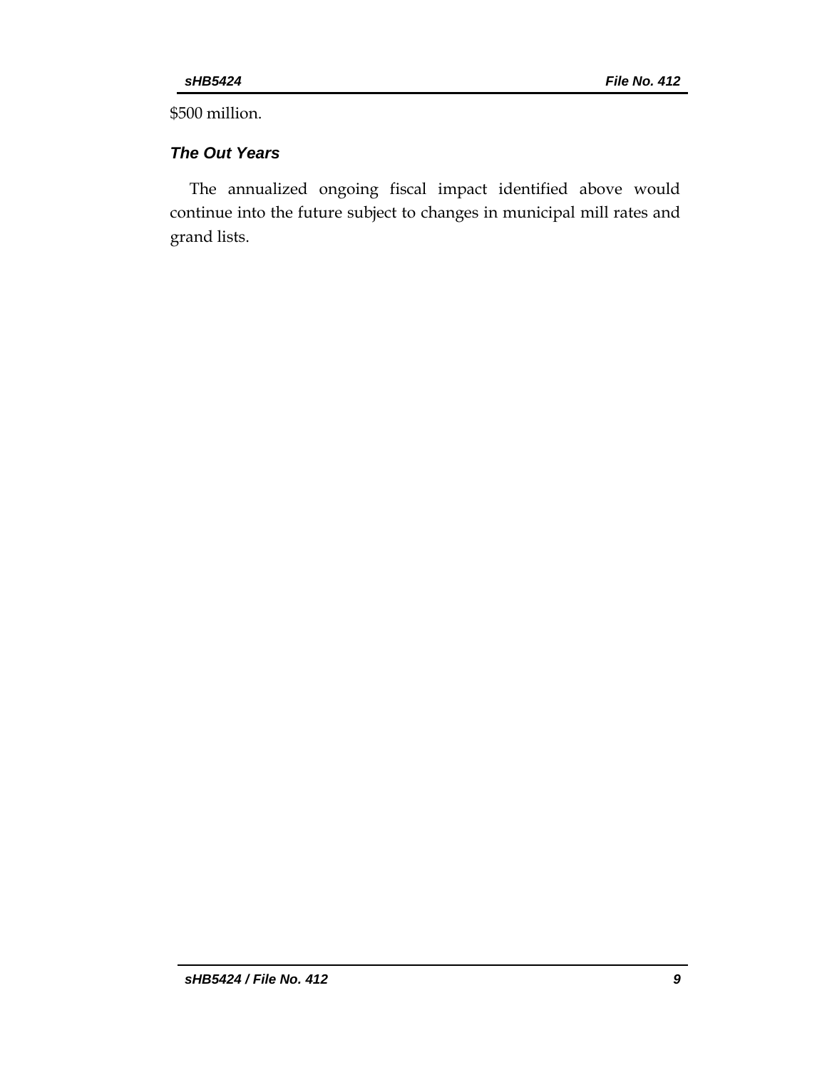$500 million.

### *The Out Years*

The annualized ongoing fiscal impact identified above would continue into the future subject to changes in municipal mill rates and grand lists.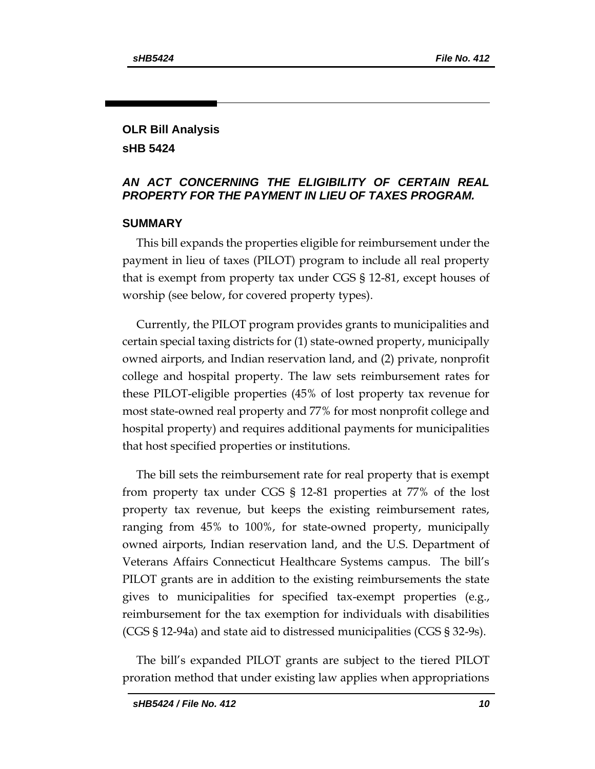**OLR Bill Analysis**

**sHB 5424**

***AN ACT CONCERNING THE ELIGIBILITY OF CERTAIN REAL PROPERTY FOR THE PAYMENT IN LIEU OF TAXES PROGRAM.***

## SUMMARY

This bill expands the properties eligible for reimbursement under the payment in lieu of taxes (PILOT) program to include all real property that is exempt from property tax under CGS § 12-81, except houses of worship (see below, for covered property types).

Currently, the PILOT program provides grants to municipalities and certain special taxing districts for (1) state-owned property, municipally owned airports, and Indian reservation land, and (2) private, nonprofit college and hospital property. The law sets reimbursement rates for these PILOT-eligible properties (45% of lost property tax revenue for most state-owned real property and 77% for most nonprofit college and hospital property) and requires additional payments for municipalities that host specified properties or institutions.

The bill sets the reimbursement rate for real property that is exempt from property tax under CGS § 12-81 properties at 77% of the lost property tax revenue, but keeps the existing reimbursement rates, ranging from 45% to 100%, for state-owned property, municipally owned airports, Indian reservation land, and the U.S. Department of Veterans Affairs Connecticut Healthcare Systems campus. The bill's PILOT grants are in addition to the existing reimbursements the state gives to municipalities for specified tax-exempt properties (e.g., reimbursement for the tax exemption for individuals with disabilities (CGS § 12-94a) and state aid to distressed municipalities (CGS § 32-9s).

The bill's expanded PILOT grants are subject to the tiered PILOT proration method that under existing law applies when appropriations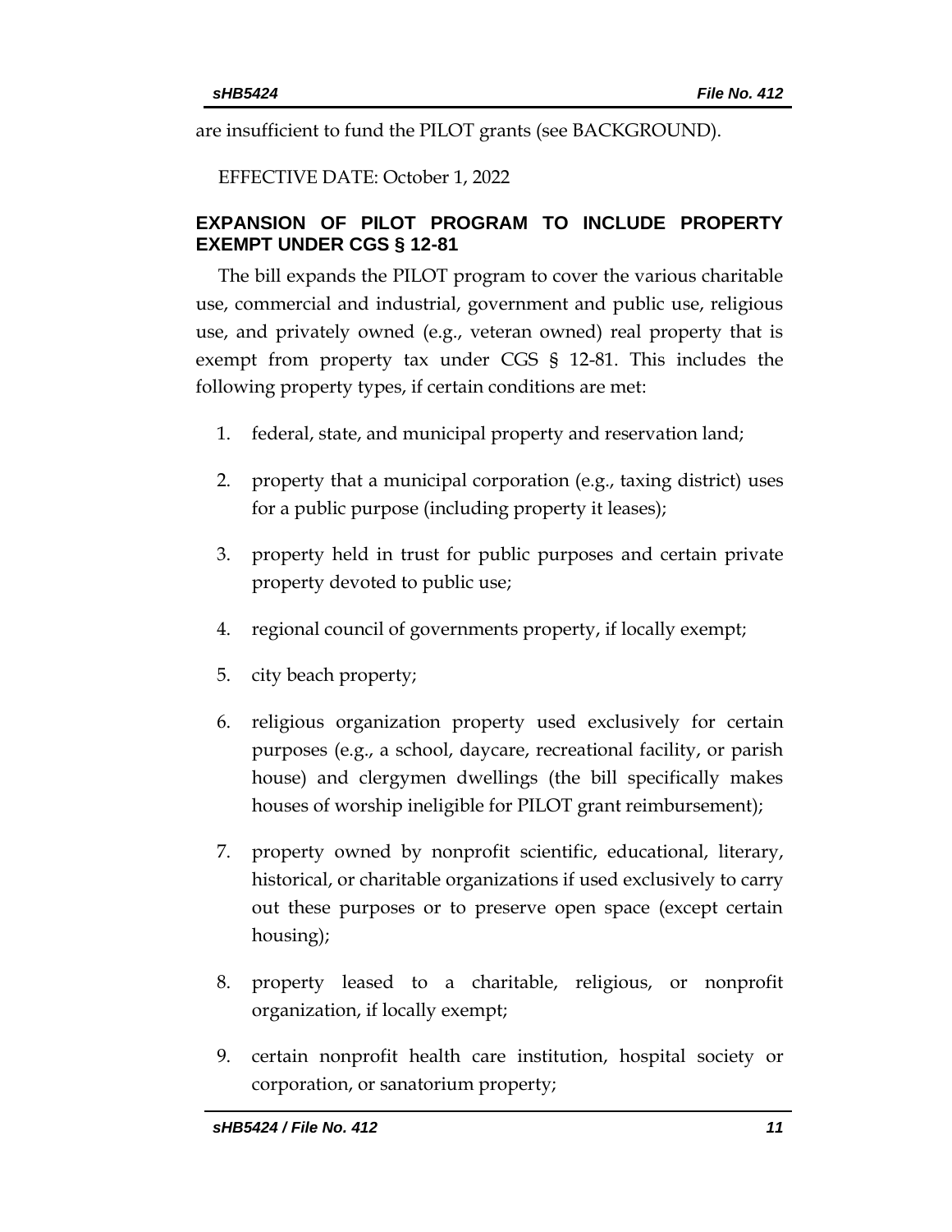are insufficient to fund the PILOT grants (see BACKGROUND).

EFFECTIVE DATE: October 1, 2022

## EXPANSION OF PILOT PROGRAM TO INCLUDE PROPERTY EXEMPT UNDER CGS § 12-81

The bill expands the PILOT program to cover the various charitable use, commercial and industrial, government and public use, religious use, and privately owned (e.g., veteran owned) real property that is exempt from property tax under CGS § 12-81. This includes the following property types, if certain conditions are met:

1. federal, state, and municipal property and reservation land;
2. property that a municipal corporation (e.g., taxing district) uses for a public purpose (including property it leases);
3. property held in trust for public purposes and certain private property devoted to public use;
4. regional council of governments property, if locally exempt;
5. city beach property;
6. religious organization property used exclusively for certain purposes (e.g., a school, daycare, recreational facility, or parish house) and clergymen dwellings (the bill specifically makes houses of worship ineligible for PILOT grant reimbursement);
7. property owned by nonprofit scientific, educational, literary, historical, or charitable organizations if used exclusively to carry out these purposes or to preserve open space (except certain housing);
8. property leased to a charitable, religious, or nonprofit organization, if locally exempt;
9. certain nonprofit health care institution, hospital society or corporation, or sanatorium property;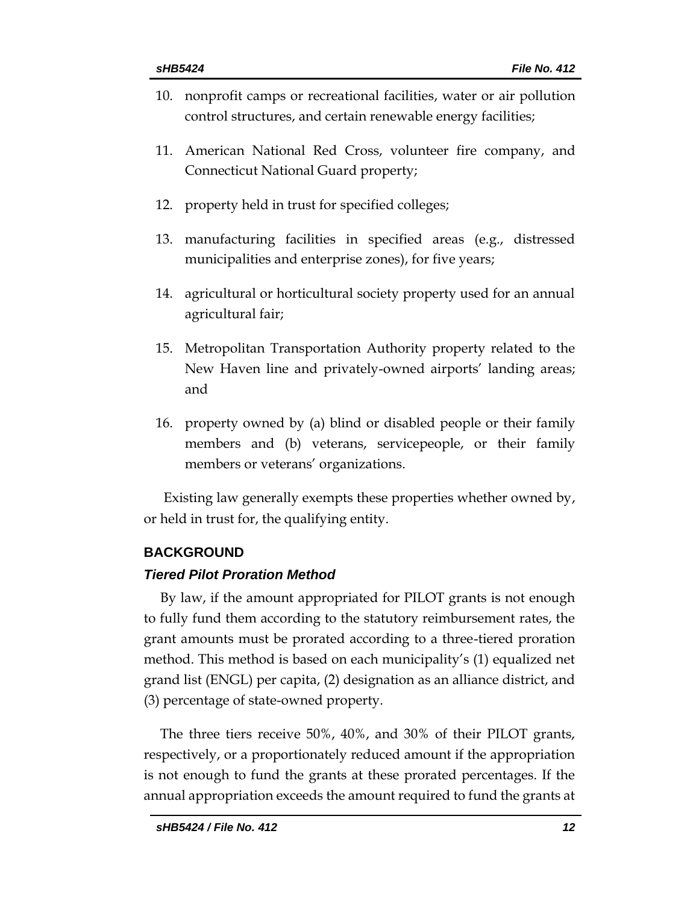10. nonprofit camps or recreational facilities, water or air pollution control structures, and certain renewable energy facilities;

11. American National Red Cross, volunteer fire company, and Connecticut National Guard property;

12. property held in trust for specified colleges;

13. manufacturing facilities in specified areas (e.g., distressed municipalities and enterprise zones), for five years;

14. agricultural or horticultural society property used for an annual agricultural fair;

15. Metropolitan Transportation Authority property related to the New Haven line and privately-owned airports' landing areas; and

16. property owned by (a) blind or disabled people or their family members and (b) veterans, servicepeople, or their family members or veterans' organizations.

Existing law generally exempts these properties whether owned by, or held in trust for, the qualifying entity.

## BACKGROUND

### *Tiered Pilot Proration Method*

By law, if the amount appropriated for PILOT grants is not enough to fully fund them according to the statutory reimbursement rates, the grant amounts must be prorated according to a three-tiered proration method. This method is based on each municipality's (1) equalized net grand list (ENGL) per capita, (2) designation as an alliance district, and (3) percentage of state-owned property.

The three tiers receive 50%, 40%, and 30% of their PILOT grants, respectively, or a proportionately reduced amount if the appropriation is not enough to fund the grants at these prorated percentages. If the annual appropriation exceeds the amount required to fund the grants at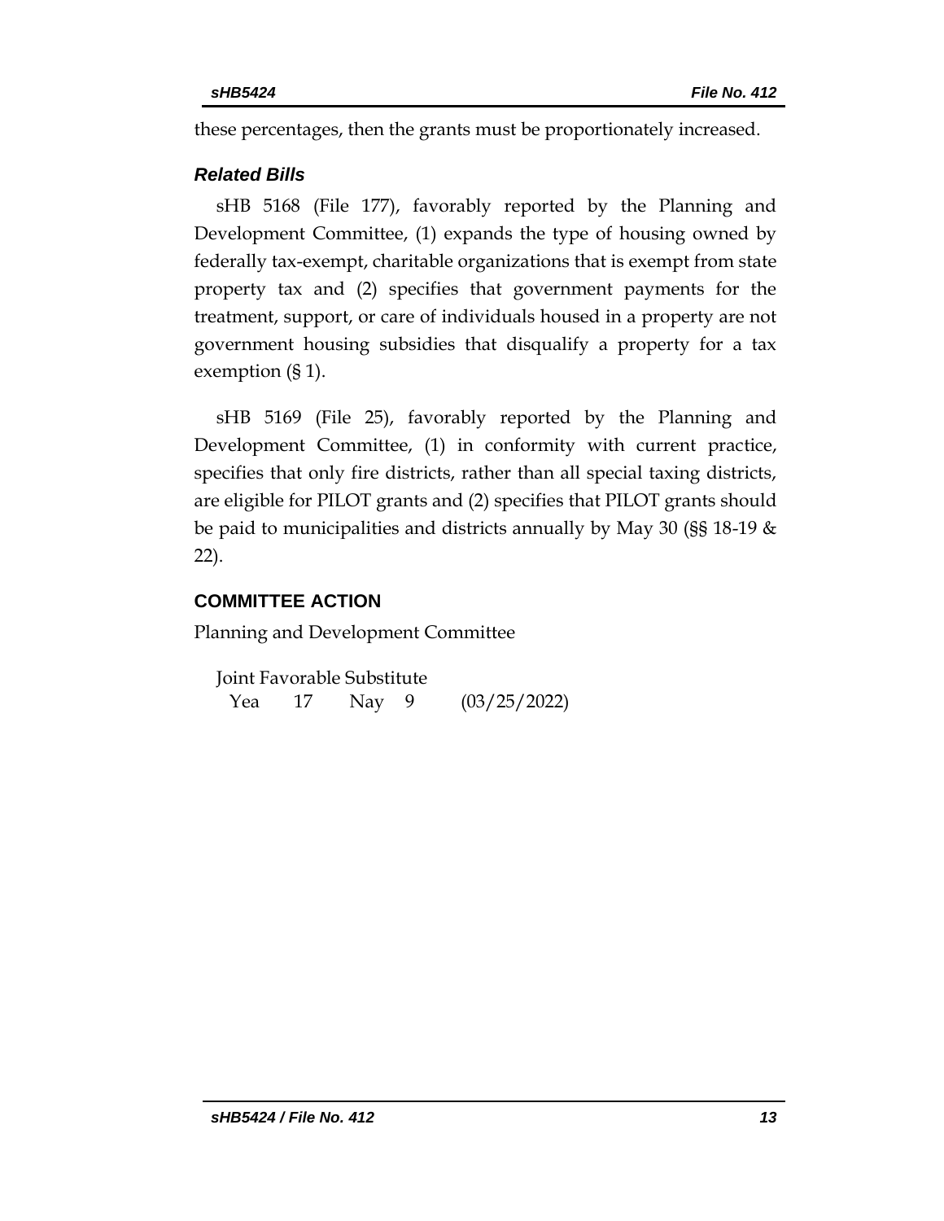these percentages, then the grants must be proportionately increased.

### *Related Bills*

sHB 5168 (File 177), favorably reported by the Planning and Development Committee, (1) expands the type of housing owned by federally tax-exempt, charitable organizations that is exempt from state property tax and (2) specifies that government payments for the treatment, support, or care of individuals housed in a property are not government housing subsidies that disqualify a property for a tax exemption (§ 1).

sHB 5169 (File 25), favorably reported by the Planning and Development Committee, (1) in conformity with current practice, specifies that only fire districts, rather than all special taxing districts, are eligible for PILOT grants and (2) specifies that PILOT grants should be paid to municipalities and districts annually by May 30 (§§ 18-19 & 22).

## COMMITTEE ACTION

Planning and Development Committee

Joint Favorable Substitute
Yea 17 Nay 9 (03/25/2022)